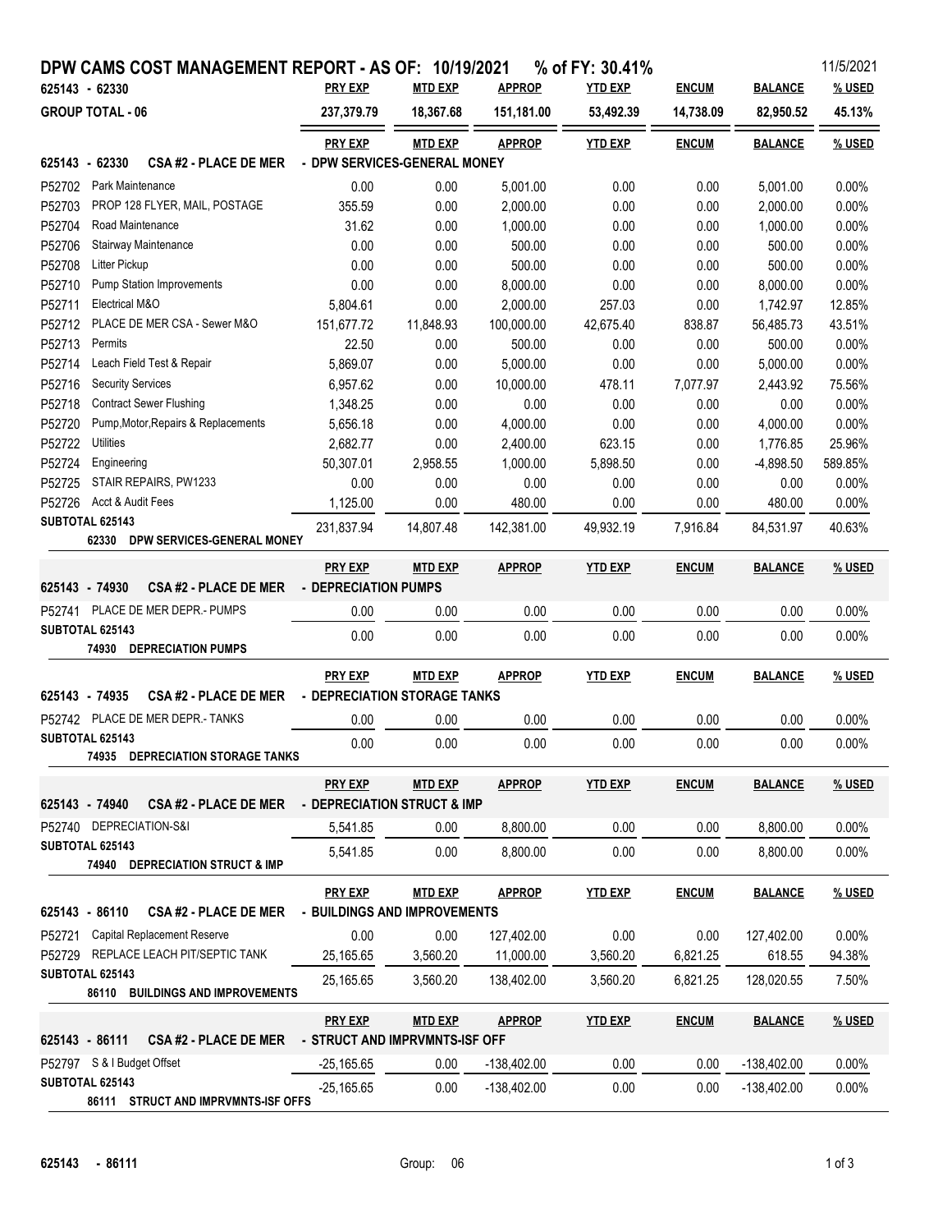# DPW CAMS COST MANAGEMENT REPORT - AS OF: 10/19/2021 % of FY: 30.41%

11/5/2021

| 625143 - 62330 | PRY EXP | MTD EXP | APPROP | YTD EXP | ENCUM | BALANCE | % USED |
|---|---|---|---|---|---|---|---|
| **GROUP TOTAL - 06** | 237,379.79 | 18,367.68 | 151,181.00 | 53,492.39 | 14,738.09 | 82,950.52 | 45.13% |

**625143 - 62330 CSA #2 - PLACE DE MER - DPW SERVICES-GENERAL MONEY**

| | | PRY EXP | MTD EXP | APPROP | YTD EXP | ENCUM | BALANCE | % USED |
|---|---|---|---|---|---|---|---|---|
| P52702 | Park Maintenance | 0.00 | 0.00 | 5,001.00 | 0.00 | 0.00 | 5,001.00 | 0.00% |
| P52703 | PROP 128 FLYER, MAIL, POSTAGE | 355.59 | 0.00 | 2,000.00 | 0.00 | 0.00 | 2,000.00 | 0.00% |
| P52704 | Road Maintenance | 31.62 | 0.00 | 1,000.00 | 0.00 | 0.00 | 1,000.00 | 0.00% |
| P52706 | Stairway Maintenance | 0.00 | 0.00 | 500.00 | 0.00 | 0.00 | 500.00 | 0.00% |
| P52708 | Litter Pickup | 0.00 | 0.00 | 500.00 | 0.00 | 0.00 | 500.00 | 0.00% |
| P52710 | Pump Station Improvements | 0.00 | 0.00 | 8,000.00 | 0.00 | 0.00 | 8,000.00 | 0.00% |
| P52711 | Electrical M&O | 5,804.61 | 0.00 | 2,000.00 | 257.03 | 0.00 | 1,742.97 | 12.85% |
| P52712 | PLACE DE MER CSA - Sewer M&O | 151,677.72 | 11,848.93 | 100,000.00 | 42,675.40 | 838.87 | 56,485.73 | 43.51% |
| P52713 | Permits | 22.50 | 0.00 | 500.00 | 0.00 | 0.00 | 500.00 | 0.00% |
| P52714 | Leach Field Test & Repair | 5,869.07 | 0.00 | 5,000.00 | 0.00 | 0.00 | 5,000.00 | 0.00% |
| P52716 | Security Services | 6,957.62 | 0.00 | 10,000.00 | 478.11 | 7,077.97 | 2,443.92 | 75.56% |
| P52718 | Contract Sewer Flushing | 1,348.25 | 0.00 | 0.00 | 0.00 | 0.00 | 0.00 | 0.00% |
| P52720 | Pump,Motor,Repairs & Replacements | 5,656.18 | 0.00 | 4,000.00 | 0.00 | 0.00 | 4,000.00 | 0.00% |
| P52722 | Utilities | 2,682.77 | 0.00 | 2,400.00 | 623.15 | 0.00 | 1,776.85 | 25.96% |
| P52724 | Engineering | 50,307.01 | 2,958.55 | 1,000.00 | 5,898.50 | 0.00 | -4,898.50 | 589.85% |
| P52725 | STAIR REPAIRS, PW1233 | 0.00 | 0.00 | 0.00 | 0.00 | 0.00 | 0.00 | 0.00% |
| P52726 | Acct & Audit Fees | 1,125.00 | 0.00 | 480.00 | 0.00 | 0.00 | 480.00 | 0.00% |
| **SUBTOTAL 625143** | **62330 DPW SERVICES-GENERAL MONEY** | 231,837.94 | 14,807.48 | 142,381.00 | 49,932.19 | 7,916.84 | 84,531.97 | 40.63% |

**625143 - 74930 CSA #2 - PLACE DE MER - DEPRECIATION PUMPS**

| | | PRY EXP | MTD EXP | APPROP | YTD EXP | ENCUM | BALANCE | % USED |
|---|---|---|---|---|---|---|---|---|
| P52741 | PLACE DE MER DEPR.- PUMPS | 0.00 | 0.00 | 0.00 | 0.00 | 0.00 | 0.00 | 0.00% |
| **SUBTOTAL 625143** | **74930 DEPRECIATION PUMPS** | 0.00 | 0.00 | 0.00 | 0.00 | 0.00 | 0.00 | 0.00% |

**625143 - 74935 CSA #2 - PLACE DE MER - DEPRECIATION STORAGE TANKS**

| | | PRY EXP | MTD EXP | APPROP | YTD EXP | ENCUM | BALANCE | % USED |
|---|---|---|---|---|---|---|---|---|
| P52742 | PLACE DE MER DEPR.- TANKS | 0.00 | 0.00 | 0.00 | 0.00 | 0.00 | 0.00 | 0.00% |
| **SUBTOTAL 625143** | **74935 DEPRECIATION STORAGE TANKS** | 0.00 | 0.00 | 0.00 | 0.00 | 0.00 | 0.00 | 0.00% |

**625143 - 74940 CSA #2 - PLACE DE MER - DEPRECIATION STRUCT & IMP**

| | | PRY EXP | MTD EXP | APPROP | YTD EXP | ENCUM | BALANCE | % USED |
|---|---|---|---|---|---|---|---|---|
| P52740 | DEPRECIATION-S&I | 5,541.85 | 0.00 | 8,800.00 | 0.00 | 0.00 | 8,800.00 | 0.00% |
| **SUBTOTAL 625143** | **74940 DEPRECIATION STRUCT & IMP** | 5,541.85 | 0.00 | 8,800.00 | 0.00 | 0.00 | 8,800.00 | 0.00% |

**625143 - 86110 CSA #2 - PLACE DE MER - BUILDINGS AND IMPROVEMENTS**

| | | PRY EXP | MTD EXP | APPROP | YTD EXP | ENCUM | BALANCE | % USED |
|---|---|---|---|---|---|---|---|---|
| P52721 | Capital Replacement Reserve | 0.00 | 0.00 | 127,402.00 | 0.00 | 0.00 | 127,402.00 | 0.00% |
| P52729 | REPLACE LEACH PIT/SEPTIC TANK | 25,165.65 | 3,560.20 | 11,000.00 | 3,560.20 | 6,821.25 | 618.55 | 94.38% |
| **SUBTOTAL 625143** | **86110 BUILDINGS AND IMPROVEMENTS** | 25,165.65 | 3,560.20 | 138,402.00 | 3,560.20 | 6,821.25 | 128,020.55 | 7.50% |

**625143 - 86111 CSA #2 - PLACE DE MER - STRUCT AND IMPRVMNTS-ISF OFF**

| | | PRY EXP | MTD EXP | APPROP | YTD EXP | ENCUM | BALANCE | % USED |
|---|---|---|---|---|---|---|---|---|
| P52797 | S & I Budget Offset | -25,165.65 | 0.00 | -138,402.00 | 0.00 | 0.00 | -138,402.00 | 0.00% |
| **SUBTOTAL 625143** | **86111 STRUCT AND IMPRVMNTS-ISF OFFS** | -25,165.65 | 0.00 | -138,402.00 | 0.00 | 0.00 | -138,402.00 | 0.00% |

625143 - 86111 Group: 06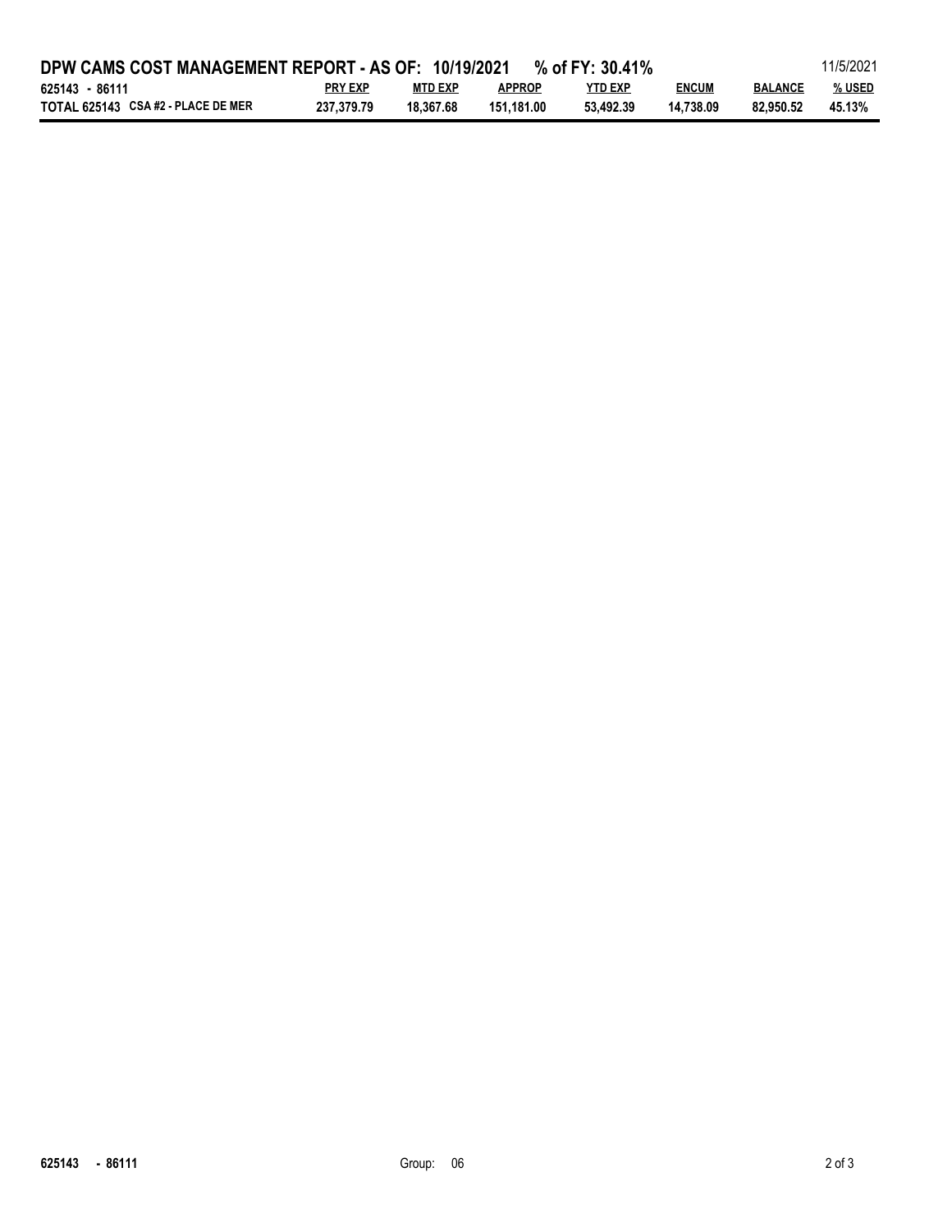# DPW CAMS COST MANAGEMENT REPORT - AS OF: 10/19/2021 % of FY: 30.41%

11/5/2021

| 625143 - 86111 | PRY EXP | MTD EXP | APPROP | YTD EXP | ENCUM | BALANCE | % USED |
|---|---|---|---|---|---|---|---|
| **TOTAL 625143 CSA #2 - PLACE DE MER** | 237,379.79 | 18,367.68 | 151,181.00 | 53,492.39 | 14,738.09 | 82,950.52 | 45.13% |

**625143 - 86111** Group: 06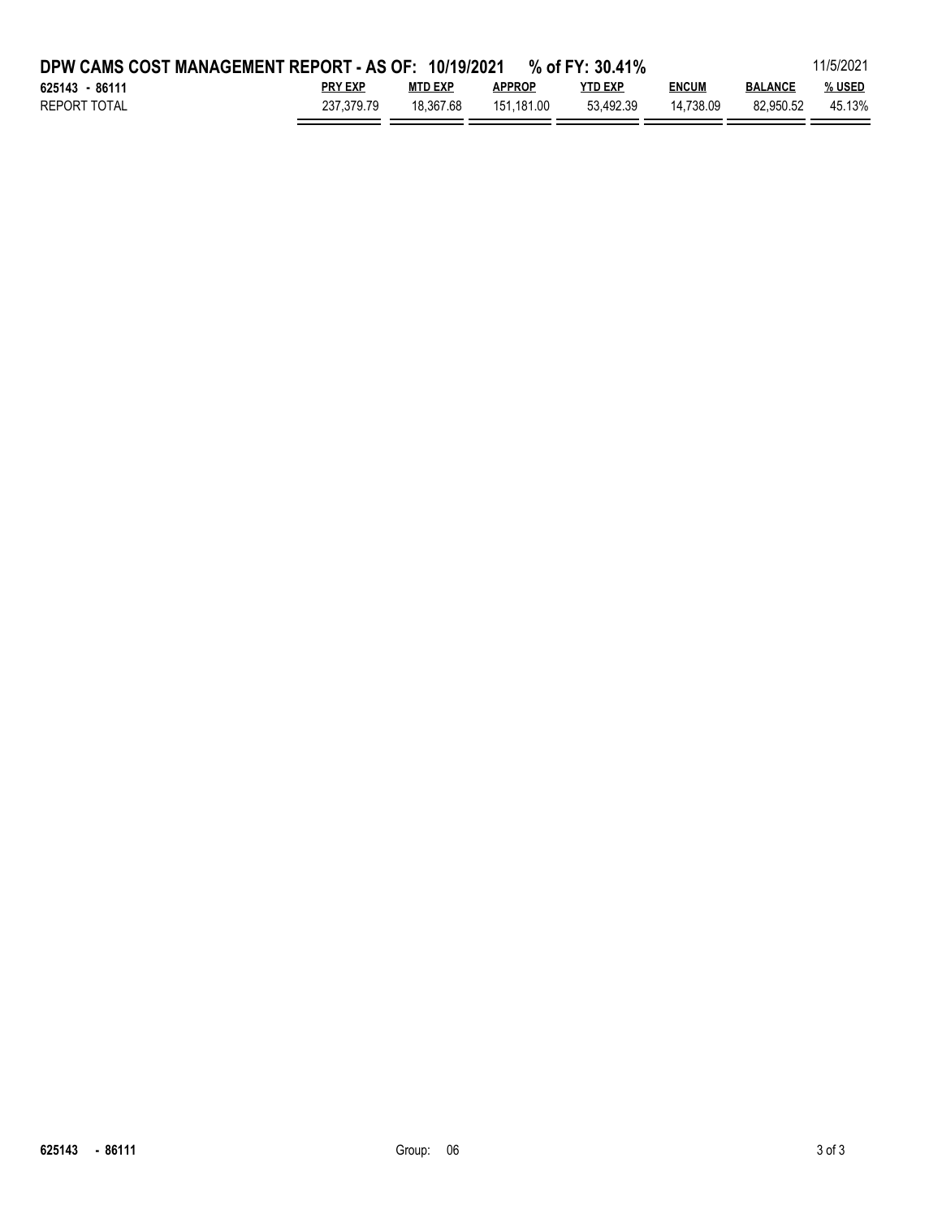# DPW CAMS COST MANAGEMENT REPORT - AS OF: 10/19/2021 % of FY: 30.41%

11/5/2021

| 625143 - 86111 | PRY EXP | MTD EXP | APPROP | YTD EXP | ENCUM | BALANCE | % USED |
|---|---|---|---|---|---|---|---|
| REPORT TOTAL | 237,379.79 | 18,367.68 | 151,181.00 | 53,492.39 | 14,738.09 | 82,950.52 | 45.13% |

625143 - 86111 Group: 06